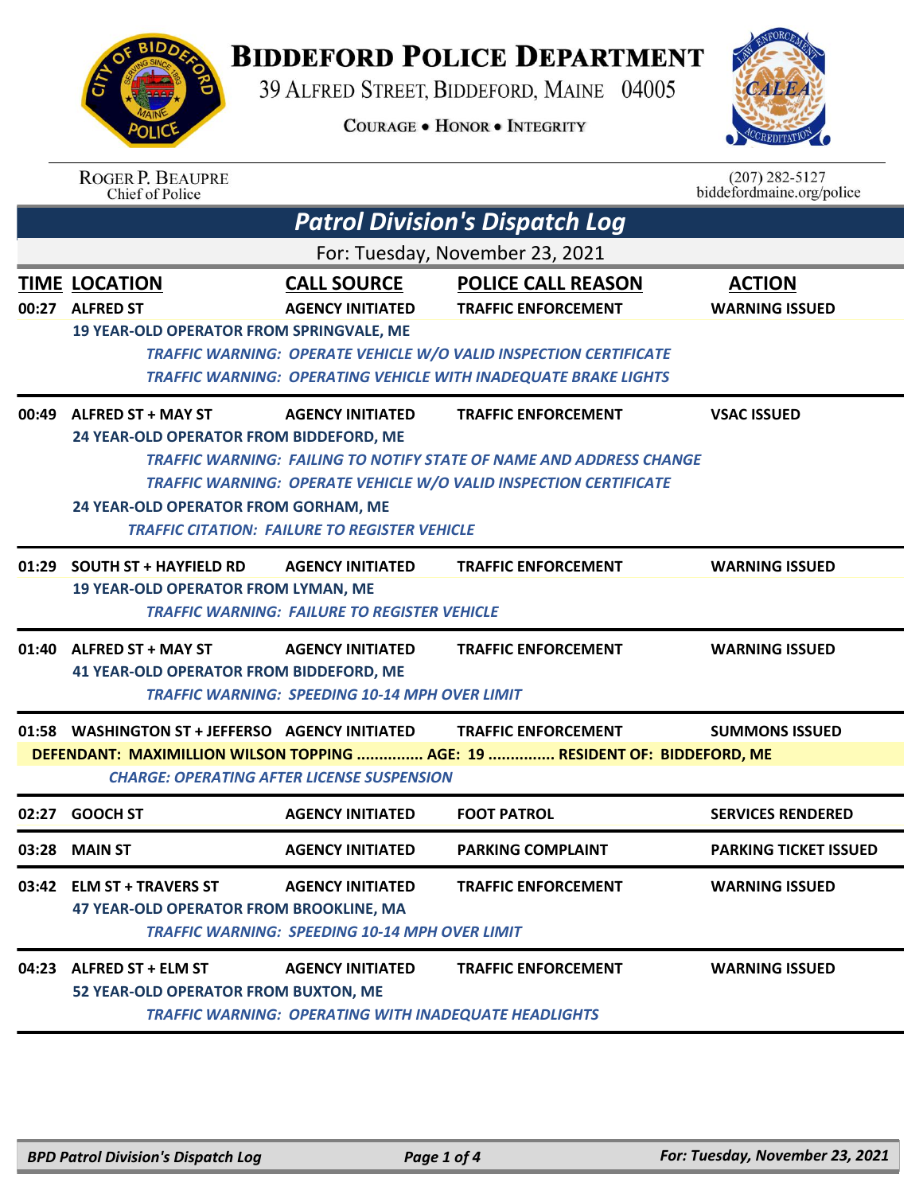# BIDDEFORD POLICE DEPARTMENT

39 ALFRED STREET, BIDDEFORD, MAINE 04005

COURAGE • HONOR • INTEGRITY

ROGER P. BEAUPRE
Chief of Police

(207) 282-5127
biddefordmaine.org/police

## *Patrol Division's Dispatch Log*

For: Tuesday, November 23, 2021

| TIME | LOCATION | CALL SOURCE | POLICE CALL REASON | ACTION |
|---|---|---|---|---|
| 00:27 | ALFRED ST | AGENCY INITIATED | TRAFFIC ENFORCEMENT | WARNING ISSUED |

19 YEAR-OLD OPERATOR FROM SPRINGVALE, ME

*TRAFFIC WARNING: OPERATE VEHICLE W/O VALID INSPECTION CERTIFICATE*

*TRAFFIC WARNING: OPERATING VEHICLE WITH INADEQUATE BRAKE LIGHTS*

| TIME | LOCATION | CALL SOURCE | POLICE CALL REASON | ACTION |
|---|---|---|---|---|
| 00:49 | ALFRED ST + MAY ST | AGENCY INITIATED | TRAFFIC ENFORCEMENT | VSAC ISSUED |

24 YEAR-OLD OPERATOR FROM BIDDEFORD, ME

*TRAFFIC WARNING: FAILING TO NOTIFY STATE OF NAME AND ADDRESS CHANGE*

*TRAFFIC WARNING: OPERATE VEHICLE W/O VALID INSPECTION CERTIFICATE*

24 YEAR-OLD OPERATOR FROM GORHAM, ME

*TRAFFIC CITATION: FAILURE TO REGISTER VEHICLE*

| TIME | LOCATION | CALL SOURCE | POLICE CALL REASON | ACTION |
|---|---|---|---|---|
| 01:29 | SOUTH ST + HAYFIELD RD | AGENCY INITIATED | TRAFFIC ENFORCEMENT | WARNING ISSUED |

19 YEAR-OLD OPERATOR FROM LYMAN, ME

*TRAFFIC WARNING: FAILURE TO REGISTER VEHICLE*

| TIME | LOCATION | CALL SOURCE | POLICE CALL REASON | ACTION |
|---|---|---|---|---|
| 01:40 | ALFRED ST + MAY ST | AGENCY INITIATED | TRAFFIC ENFORCEMENT | WARNING ISSUED |

41 YEAR-OLD OPERATOR FROM BIDDEFORD, ME

*TRAFFIC WARNING: SPEEDING 10-14 MPH OVER LIMIT*

| TIME | LOCATION | CALL SOURCE | POLICE CALL REASON | ACTION |
|---|---|---|---|---|
| 01:58 | WASHINGTON ST + JEFFERSO | AGENCY INITIATED | TRAFFIC ENFORCEMENT | SUMMONS ISSUED |

**DEFENDANT: MAXIMILLION WILSON TOPPING ............... AGE: 19 ............... RESIDENT OF: BIDDEFORD, ME**

*CHARGE: OPERATING AFTER LICENSE SUSPENSION*

| TIME | LOCATION | CALL SOURCE | POLICE CALL REASON | ACTION |
|---|---|---|---|---|
| 02:27 | GOOCH ST | AGENCY INITIATED | FOOT PATROL | SERVICES RENDERED |
| 03:28 | MAIN ST | AGENCY INITIATED | PARKING COMPLAINT | PARKING TICKET ISSUED |
| 03:42 | ELM ST + TRAVERS ST | AGENCY INITIATED | TRAFFIC ENFORCEMENT | WARNING ISSUED |

47 YEAR-OLD OPERATOR FROM BROOKLINE, MA

*TRAFFIC WARNING: SPEEDING 10-14 MPH OVER LIMIT*

| TIME | LOCATION | CALL SOURCE | POLICE CALL REASON | ACTION |
|---|---|---|---|---|
| 04:23 | ALFRED ST + ELM ST | AGENCY INITIATED | TRAFFIC ENFORCEMENT | WARNING ISSUED |

52 YEAR-OLD OPERATOR FROM BUXTON, ME

*TRAFFIC WARNING: OPERATING WITH INADEQUATE HEADLIGHTS*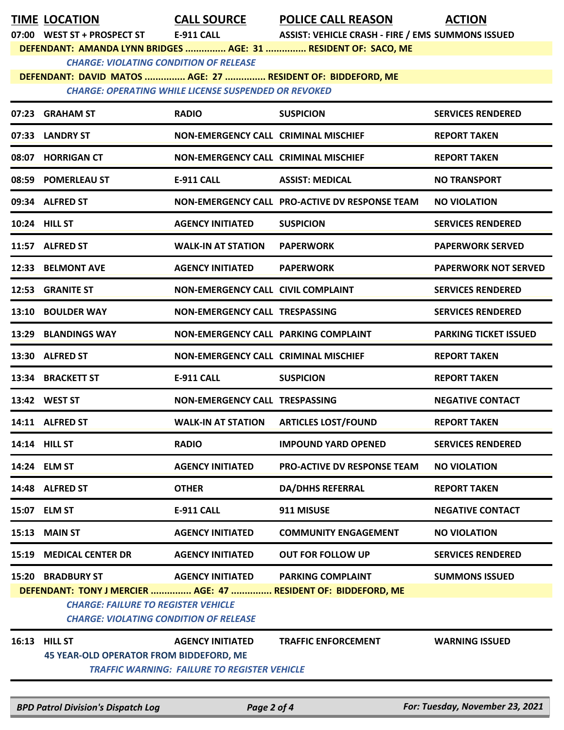| TIME | LOCATION | CALL SOURCE | POLICE CALL REASON | ACTION |
|---|---|---|---|---|
| 07:00 | WEST ST + PROSPECT ST | E-911 CALL | ASSIST: VEHICLE CRASH - FIRE / EMS | SUMMONS ISSUED |
| | DEFENDANT: AMANDA LYNN BRIDGES ............... AGE: 31 ............... RESIDENT OF: SACO, ME | | | |
| | *CHARGE: VIOLATING CONDITION OF RELEASE* | | | |
| | DEFENDANT: DAVID MATOS ............... AGE: 27 ............... RESIDENT OF: BIDDEFORD, ME | | | |
| | *CHARGE: OPERATING WHILE LICENSE SUSPENDED OR REVOKED* | | | |
| 07:23 | GRAHAM ST | RADIO | SUSPICION | SERVICES RENDERED |
| 07:33 | LANDRY ST | NON-EMERGENCY CALL | CRIMINAL MISCHIEF | REPORT TAKEN |
| 08:07 | HORRIGAN CT | NON-EMERGENCY CALL | CRIMINAL MISCHIEF | REPORT TAKEN |
| 08:59 | POMERLEAU ST | E-911 CALL | ASSIST: MEDICAL | NO TRANSPORT |
| 09:34 | ALFRED ST | NON-EMERGENCY CALL | PRO-ACTIVE DV RESPONSE TEAM | NO VIOLATION |
| 10:24 | HILL ST | AGENCY INITIATED | SUSPICION | SERVICES RENDERED |
| 11:57 | ALFRED ST | WALK-IN AT STATION | PAPERWORK | PAPERWORK SERVED |
| 12:33 | BELMONT AVE | AGENCY INITIATED | PAPERWORK | PAPERWORK NOT SERVED |
| 12:53 | GRANITE ST | NON-EMERGENCY CALL | CIVIL COMPLAINT | SERVICES RENDERED |
| 13:10 | BOULDER WAY | NON-EMERGENCY CALL | TRESPASSING | SERVICES RENDERED |
| 13:29 | BLANDINGS WAY | NON-EMERGENCY CALL | PARKING COMPLAINT | PARKING TICKET ISSUED |
| 13:30 | ALFRED ST | NON-EMERGENCY CALL | CRIMINAL MISCHIEF | REPORT TAKEN |
| 13:34 | BRACKETT ST | E-911 CALL | SUSPICION | REPORT TAKEN |
| 13:42 | WEST ST | NON-EMERGENCY CALL | TRESPASSING | NEGATIVE CONTACT |
| 14:11 | ALFRED ST | WALK-IN AT STATION | ARTICLES LOST/FOUND | REPORT TAKEN |
| 14:14 | HILL ST | RADIO | IMPOUND YARD OPENED | SERVICES RENDERED |
| 14:24 | ELM ST | AGENCY INITIATED | PRO-ACTIVE DV RESPONSE TEAM | NO VIOLATION |
| 14:48 | ALFRED ST | OTHER | DA/DHHS REFERRAL | REPORT TAKEN |
| 15:07 | ELM ST | E-911 CALL | 911 MISUSE | NEGATIVE CONTACT |
| 15:13 | MAIN ST | AGENCY INITIATED | COMMUNITY ENGAGEMENT | NO VIOLATION |
| 15:19 | MEDICAL CENTER DR | AGENCY INITIATED | OUT FOR FOLLOW UP | SERVICES RENDERED |
| 15:20 | BRADBURY ST | AGENCY INITIATED | PARKING COMPLAINT | SUMMONS ISSUED |
| | DEFENDANT: TONY J MERCIER ............... AGE: 47 ............... RESIDENT OF: BIDDEFORD, ME | | | |
| | *CHARGE: FAILURE TO REGISTER VEHICLE* | | | |
| | *CHARGE: VIOLATING CONDITION OF RELEASE* | | | |
| 16:13 | HILL ST | AGENCY INITIATED | TRAFFIC ENFORCEMENT | WARNING ISSUED |
| | 45 YEAR-OLD OPERATOR FROM BIDDEFORD, ME | | | |
| | *TRAFFIC WARNING: FAILURE TO REGISTER VEHICLE* | | | |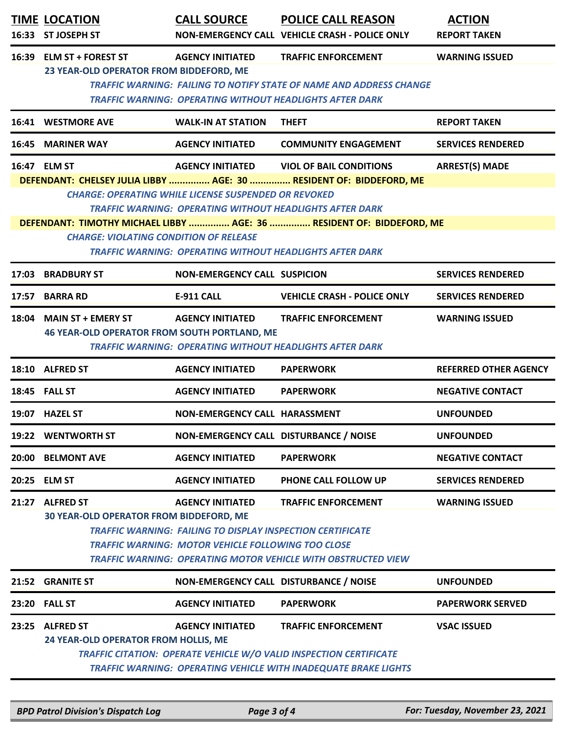| TIME | LOCATION | CALL SOURCE | POLICE CALL REASON | ACTION |
|---|---|---|---|---|
| 16:33 | ST JOSEPH ST | NON-EMERGENCY CALL | VEHICLE CRASH - POLICE ONLY | REPORT TAKEN |
| 16:39 | ELM ST + FOREST ST | AGENCY INITIATED | TRAFFIC ENFORCEMENT | WARNING ISSUED |

**23 YEAR-OLD OPERATOR FROM BIDDEFORD, ME**

*TRAFFIC WARNING: FAILING TO NOTIFY STATE OF NAME AND ADDRESS CHANGE*
*TRAFFIC WARNING: OPERATING WITHOUT HEADLIGHTS AFTER DARK*

| TIME | LOCATION | CALL SOURCE | POLICE CALL REASON | ACTION |
|---|---|---|---|---|
| 16:41 | WESTMORE AVE | WALK-IN AT STATION | THEFT | REPORT TAKEN |
| 16:45 | MARINER WAY | AGENCY INITIATED | COMMUNITY ENGAGEMENT | SERVICES RENDERED |
| 16:47 | ELM ST | AGENCY INITIATED | VIOL OF BAIL CONDITIONS | ARREST(S) MADE |

**DEFENDANT: CHELSEY JULIA LIBBY ............... AGE: 30 ............... RESIDENT OF: BIDDEFORD, ME**

*CHARGE: OPERATING WHILE LICENSE SUSPENDED OR REVOKED*
*TRAFFIC WARNING: OPERATING WITHOUT HEADLIGHTS AFTER DARK*

**DEFENDANT: TIMOTHY MICHAEL LIBBY ............... AGE: 36 ............... RESIDENT OF: BIDDEFORD, ME**

*CHARGE: VIOLATING CONDITION OF RELEASE*
*TRAFFIC WARNING: OPERATING WITHOUT HEADLIGHTS AFTER DARK*

| TIME | LOCATION | CALL SOURCE | POLICE CALL REASON | ACTION |
|---|---|---|---|---|
| 17:03 | BRADBURY ST | NON-EMERGENCY CALL | SUSPICION | SERVICES RENDERED |
| 17:57 | BARRA RD | E-911 CALL | VEHICLE CRASH - POLICE ONLY | SERVICES RENDERED |
| 18:04 | MAIN ST + EMERY ST | AGENCY INITIATED | TRAFFIC ENFORCEMENT | WARNING ISSUED |

**46 YEAR-OLD OPERATOR FROM SOUTH PORTLAND, ME**

*TRAFFIC WARNING: OPERATING WITHOUT HEADLIGHTS AFTER DARK*

| TIME | LOCATION | CALL SOURCE | POLICE CALL REASON | ACTION |
|---|---|---|---|---|
| 18:10 | ALFRED ST | AGENCY INITIATED | PAPERWORK | REFERRED OTHER AGENCY |
| 18:45 | FALL ST | AGENCY INITIATED | PAPERWORK | NEGATIVE CONTACT |
| 19:07 | HAZEL ST | NON-EMERGENCY CALL | HARASSMENT | UNFOUNDED |
| 19:22 | WENTWORTH ST | NON-EMERGENCY CALL | DISTURBANCE / NOISE | UNFOUNDED |
| 20:00 | BELMONT AVE | AGENCY INITIATED | PAPERWORK | NEGATIVE CONTACT |
| 20:25 | ELM ST | AGENCY INITIATED | PHONE CALL FOLLOW UP | SERVICES RENDERED |
| 21:27 | ALFRED ST | AGENCY INITIATED | TRAFFIC ENFORCEMENT | WARNING ISSUED |

**30 YEAR-OLD OPERATOR FROM BIDDEFORD, ME**

*TRAFFIC WARNING: FAILING TO DISPLAY INSPECTION CERTIFICATE*
*TRAFFIC WARNING: MOTOR VEHICLE FOLLOWING TOO CLOSE*
*TRAFFIC WARNING: OPERATING MOTOR VEHICLE WITH OBSTRUCTED VIEW*

| TIME | LOCATION | CALL SOURCE | POLICE CALL REASON | ACTION |
|---|---|---|---|---|
| 21:52 | GRANITE ST | NON-EMERGENCY CALL | DISTURBANCE / NOISE | UNFOUNDED |
| 23:20 | FALL ST | AGENCY INITIATED | PAPERWORK | PAPERWORK SERVED |
| 23:25 | ALFRED ST | AGENCY INITIATED | TRAFFIC ENFORCEMENT | VSAC ISSUED |

**24 YEAR-OLD OPERATOR FROM HOLLIS, ME**

*TRAFFIC CITATION: OPERATE VEHICLE W/O VALID INSPECTION CERTIFICATE*
*TRAFFIC WARNING: OPERATING VEHICLE WITH INADEQUATE BRAKE LIGHTS*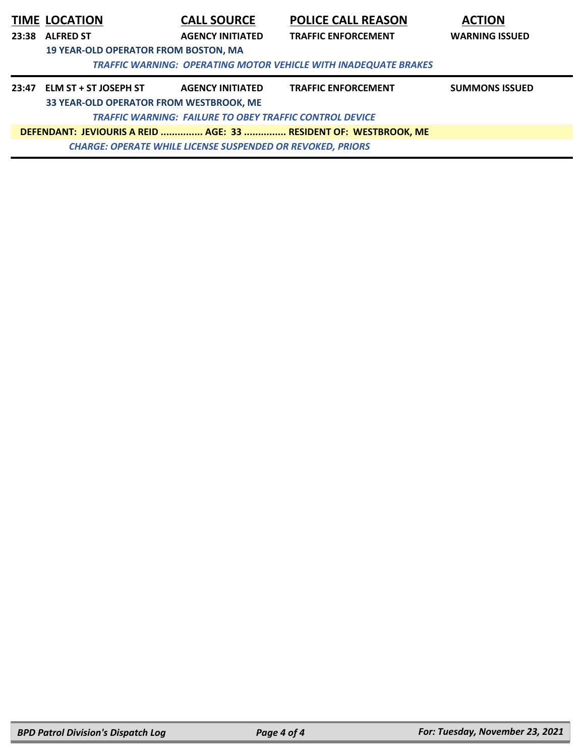| TIME | LOCATION | CALL SOURCE | POLICE CALL REASON | ACTION |
|---|---|---|---|---|
| 23:38 | ALFRED ST | AGENCY INITIATED | TRAFFIC ENFORCEMENT | WARNING ISSUED |

**19 YEAR-OLD OPERATOR FROM BOSTON, MA**

*TRAFFIC WARNING: OPERATING MOTOR VEHICLE WITH INADEQUATE BRAKES*

| TIME | LOCATION | CALL SOURCE | POLICE CALL REASON | ACTION |
|---|---|---|---|---|
| 23:47 | ELM ST + ST JOSEPH ST | AGENCY INITIATED | TRAFFIC ENFORCEMENT | SUMMONS ISSUED |

**33 YEAR-OLD OPERATOR FROM WESTBROOK, ME**

*TRAFFIC WARNING: FAILURE TO OBEY TRAFFIC CONTROL DEVICE*

**DEFENDANT: JEVIOURIS A REID ............... AGE: 33 ............... RESIDENT OF: WESTBROOK, ME**

*CHARGE: OPERATE WHILE LICENSE SUSPENDED OR REVOKED, PRIORS*